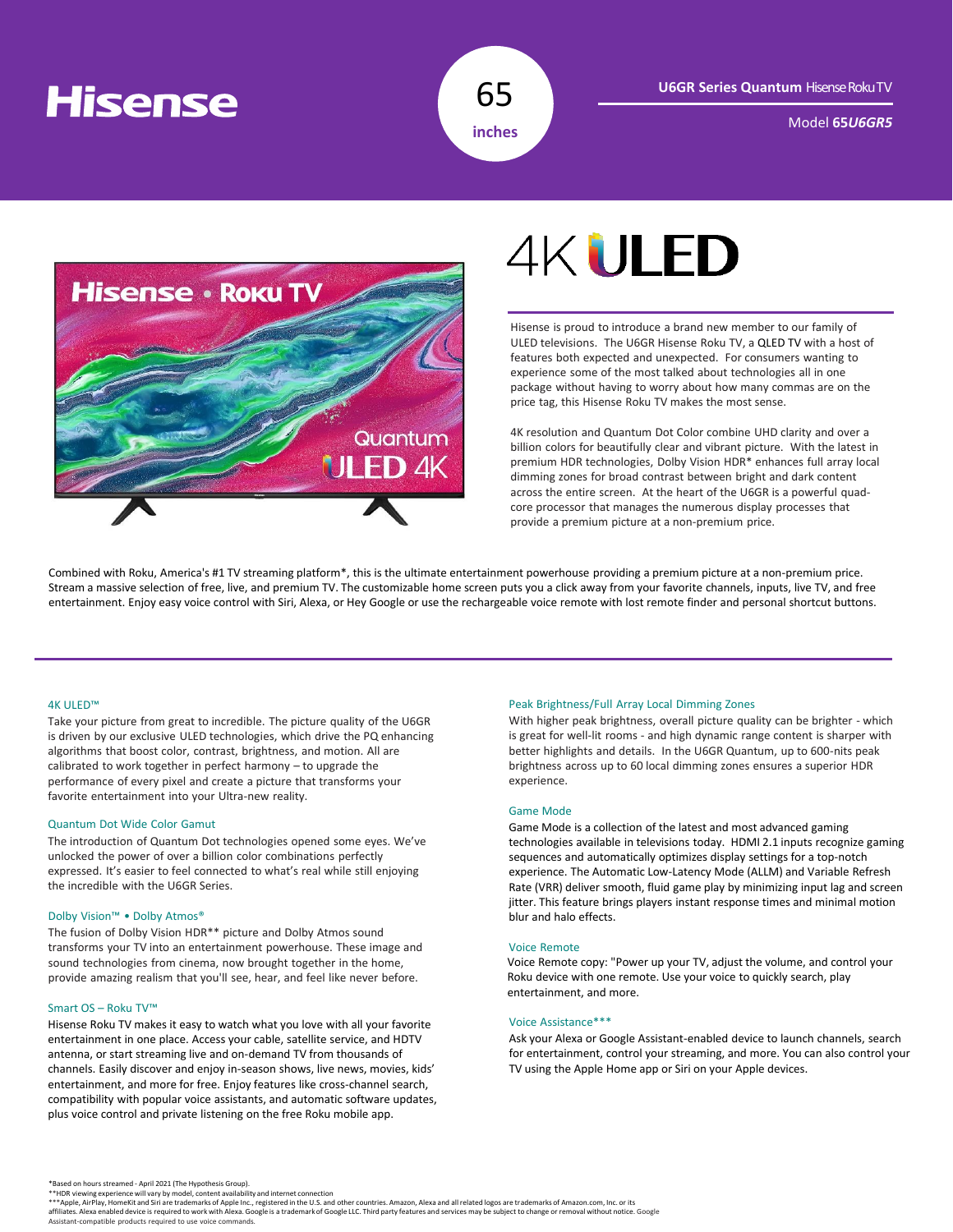# Hisense

65 inches

**U6GR Series Quantum** Hisense Roku TV

Model **65*U6GR5***

## 4K ULED

Hisense is proud to introduce a brand new member to our family of ULED televisions. The U6GR Hisense Roku TV, a QLED TV with a host of features both expected and unexpected. For consumers wanting to experience some of the most talked about technologies all in one package without having to worry about how many commas are on the price tag, this Hisense Roku TV makes the most sense.

4K resolution and Quantum Dot Color combine UHD clarity and over a billion colors for beautifully clear and vibrant picture. With the latest in premium HDR technologies, Dolby Vision HDR* enhances full array local dimming zones for broad contrast between bright and dark content across the entire screen. At the heart of the U6GR is a powerful quad-core processor that manages the numerous display processes that provide a premium picture at a non-premium price.

Combined with Roku, America's #1 TV streaming platform*, this is the ultimate entertainment powerhouse providing a premium picture at a non-premium price. Stream a massive selection of free, live, and premium TV. The customizable home screen puts you a click away from your favorite channels, inputs, live TV, and free entertainment. Enjoy easy voice control with Siri, Alexa, or Hey Google or use the rechargeable voice remote with lost remote finder and personal shortcut buttons.

### 4K ULED™

Take your picture from great to incredible. The picture quality of the U6GR is driven by our exclusive ULED technologies, which drive the PQ enhancing algorithms that boost color, contrast, brightness, and motion. All are calibrated to work together in perfect harmony – to upgrade the performance of every pixel and create a picture that transforms your favorite entertainment into your Ultra-new reality.

### Quantum Dot Wide Color Gamut

The introduction of Quantum Dot technologies opened some eyes. We've unlocked the power of over a billion color combinations perfectly expressed. It's easier to feel connected to what's real while still enjoying the incredible with the U6GR Series.

### Dolby Vision™ • Dolby Atmos®

The fusion of Dolby Vision HDR** picture and Dolby Atmos sound transforms your TV into an entertainment powerhouse. These image and sound technologies from cinema, now brought together in the home, provide amazing realism that you'll see, hear, and feel like never before.

### Smart OS – Roku TV™

Hisense Roku TV makes it easy to watch what you love with all your favorite entertainment in one place. Access your cable, satellite service, and HDTV antenna, or start streaming live and on-demand TV from thousands of channels. Easily discover and enjoy in-season shows, live news, movies, kids' entertainment, and more for free. Enjoy features like cross-channel search, compatibility with popular voice assistants, and automatic software updates, plus voice control and private listening on the free Roku mobile app.

### Peak Brightness/Full Array Local Dimming Zones

With higher peak brightness, overall picture quality can be brighter - which is great for well-lit rooms - and high dynamic range content is sharper with better highlights and details. In the U6GR Quantum, up to 600-nits peak brightness across up to 60 local dimming zones ensures a superior HDR experience.

### Game Mode

Game Mode is a collection of the latest and most advanced gaming technologies available in televisions today. HDMI 2.1 inputs recognize gaming sequences and automatically optimizes display settings for a top-notch experience. The Automatic Low-Latency Mode (ALLM) and Variable Refresh Rate (VRR) deliver smooth, fluid game play by minimizing input lag and screen jitter. This feature brings players instant response times and minimal motion blur and halo effects.

### Voice Remote

Voice Remote copy: "Power up your TV, adjust the volume, and control your Roku device with one remote. Use your voice to quickly search, play entertainment, and more.

### Voice Assistance***

Ask your Alexa or Google Assistant-enabled device to launch channels, search for entertainment, control your streaming, and more. You can also control your TV using the Apple Home app or Siri on your Apple devices.

*Based on hours streamed - April 2021 (The Hypothesis Group).
**HDR viewing experience will vary by model, content availability and internet connection
***Apple, AirPlay, HomeKit and Siri are trademarks of Apple Inc., registered in the U.S. and other countries. Amazon, Alexa and all related logos are trademarks of Amazon.com, Inc. or its affiliates. Alexa enabled device is required to work with Alexa. Google is a trademark of Google LLC. Third party features and services may be subject to change or removal without notice. Google Assistant-compatible products required to use voice commands.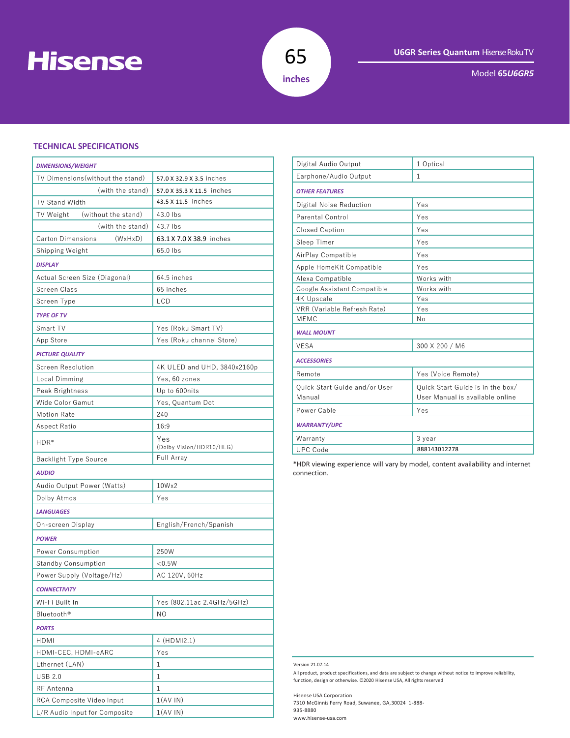# Hisense

**65 inches**

**U6GR Series Quantum** Hisense Roku TV

Model **65*U6GR5***

## TECHNICAL SPECIFICATIONS

| | |
|---|---|
| ***DIMENSIONS/WEIGHT*** | |
| TV Dimensions(without the stand) | 57.0 X 32.9 X 3.5 inches |
| (with the stand) | 57.0 X 35.3 X 11.5 inches |
| TV Stand Width | 43.5 X 11.5 inches |
| TV Weight (without the stand) | 43.0 lbs |
| (with the stand) | 43.7 lbs |
| Carton Dimensions (WxHxD) | 63.1 X 7.0 X 38.9 inches |
| Shipping Weight | 65.0 lbs |
| ***DISPLAY*** | |
| Actual Screen Size (Diagonal) | 64.5 inches |
| Screen Class | 65 inches |
| Screen Type | LCD |
| ***TYPE OF TV*** | |
| Smart TV | Yes (Roku Smart TV) |
| App Store | Yes (Roku channel Store) |
| ***PICTURE QUALITY*** | |
| Screen Resolution | 4K ULED and UHD, 3840x2160p |
| Local Dimming | Yes, 60 zones |
| Peak Brightness | Up to 600nits |
| Wide Color Gamut | Yes, Quantum Dot |
| Motion Rate | 240 |
| Aspect Ratio | 16:9 |
| HDR* | Yes (Dolby Vision/HDR10/HLG) |
| Backlight Type Source | Full Array |
| ***AUDIO*** | |
| Audio Output Power (Watts) | 10Wx2 |
| Dolby Atmos | Yes |
| ***LANGUAGES*** | |
| On-screen Display | English/French/Spanish |
| ***POWER*** | |
| Power Consumption | 250W |
| Standby Consumption | <0.5W |
| Power Supply (Voltage/Hz) | AC 120V, 60Hz |
| ***CONNECTIVITY*** | |
| Wi-Fi Built In | Yes (802.11ac 2.4GHz/5GHz) |
| Bluetooth® | NO |
| ***PORTS*** | |
| HDMI | 4 (HDMI2.1) |
| HDMI-CEC, HDMI-eARC | Yes |
| Ethernet (LAN) | 1 |
| USB 2.0 | 1 |
| RF Antenna | 1 |
| RCA Composite Video Input | 1(AV IN) |
| L/R Audio Input for Composite | 1(AV IN) |
| Digital Audio Output | 1 Optical |
| Earphone/Audio Output | 1 |
| ***OTHER FEATURES*** | |
| Digital Noise Reduction | Yes |
| Parental Control | Yes |
| Closed Caption | Yes |
| Sleep Timer | Yes |
| AirPlay Compatible | Yes |
| Apple HomeKit Compatible | Yes |
| Alexa Compatible | Works with |
| Google Assistant Compatible | Works with |
| 4K Upscale | Yes |
| VRR (Variable Refresh Rate) | Yes |
| MEMC | No |
| ***WALL MOUNT*** | |
| VESA | 300 X 200 / M6 |
| ***ACCESSORIES*** | |
| Remote | Yes (Voice Remote) |
| Quick Start Guide and/or User Manual | Quick Start Guide is in the box/ User Manual is available online |
| Power Cable | Yes |
| ***WARRANTY/UPC*** | |
| Warranty | 3 year |
| UPC Code | 888143012278 |

*HDR viewing experience will vary by model, content availability and internet connection.

Version 21.07.14

All product, product specifications, and data are subject to change without notice to improve reliability, function, design or otherwise. ©2020 Hisense USA, All rights reserved

Hisense USA Corporation
7310 McGinnis Ferry Road, Suwanee, GA, 30024 1-888-935-8880
www.hisense-usa.com